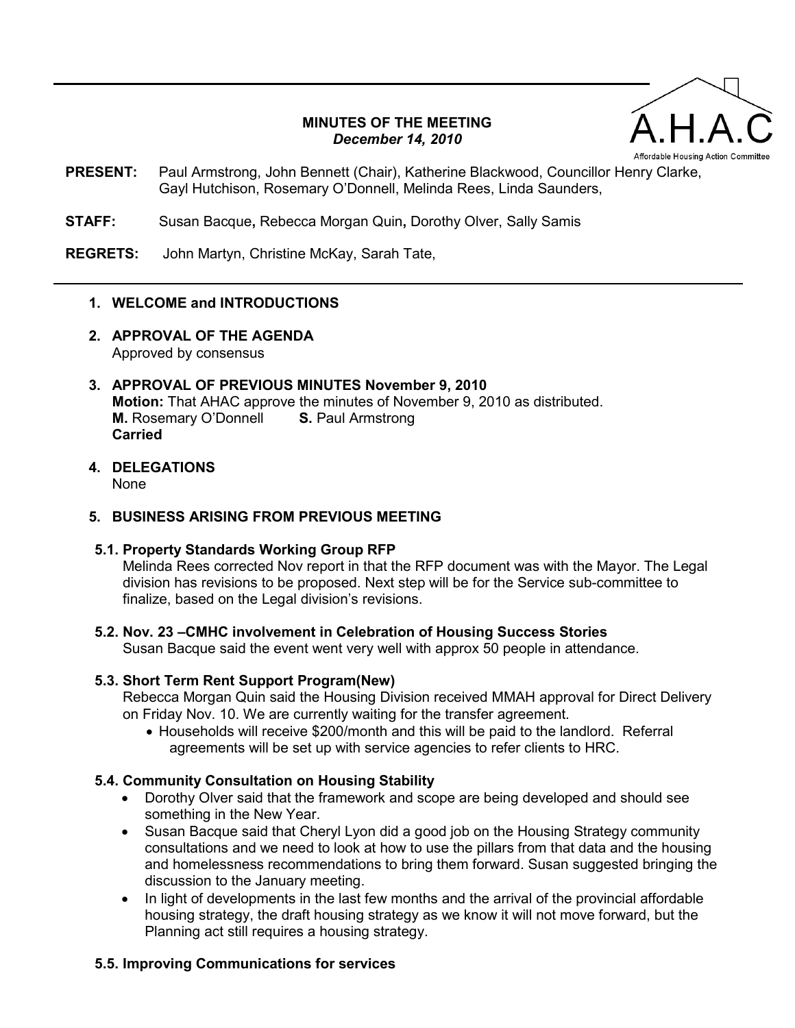A.H.A.C

Affordable Housing Action Committee

**MINUTES OF THE MEETING**
***December 14, 2010***

**PRESENT:** Paul Armstrong, John Bennett (Chair), Katherine Blackwood, Councillor Henry Clarke, Gayl Hutchison, Rosemary O'Donnell, Melinda Rees, Linda Saunders,

**STAFF:** Susan Bacque**,** Rebecca Morgan Quin**,** Dorothy Olver, Sally Samis

**REGRETS:** John Martyn, Christine McKay, Sarah Tate,

1. **WELCOME and INTRODUCTIONS**

2. **APPROVAL OF THE AGENDA**
   Approved by consensus

3. **APPROVAL OF PREVIOUS MINUTES November 9, 2010**
   **Motion:** That AHAC approve the minutes of November 9, 2010 as distributed.
   **M.** Rosemary O'Donnell **S.** Paul Armstrong
   **Carried**

4. **DELEGATIONS**
   None

5. **BUSINESS ARISING FROM PREVIOUS MEETING**

**5.1. Property Standards Working Group RFP**

Melinda Rees corrected Nov report in that the RFP document was with the Mayor. The Legal division has revisions to be proposed. Next step will be for the Service sub-committee to finalize, based on the Legal division's revisions.

**5.2. Nov. 23 –CMHC involvement in Celebration of Housing Success Stories**

Susan Bacque said the event went very well with approx 50 people in attendance.

**5.3. Short Term Rent Support Program(New)**

Rebecca Morgan Quin said the Housing Division received MMAH approval for Direct Delivery on Friday Nov. 10. We are currently waiting for the transfer agreement.

- Households will receive $200/month and this will be paid to the landlord. Referral agreements will be set up with service agencies to refer clients to HRC.

**5.4. Community Consultation on Housing Stability**

- Dorothy Olver said that the framework and scope are being developed and should see something in the New Year.
- Susan Bacque said that Cheryl Lyon did a good job on the Housing Strategy community consultations and we need to look at how to use the pillars from that data and the housing and homelessness recommendations to bring them forward. Susan suggested bringing the discussion to the January meeting.
- In light of developments in the last few months and the arrival of the provincial affordable housing strategy, the draft housing strategy as we know it will not move forward, but the Planning act still requires a housing strategy.

**5.5. Improving Communications for services**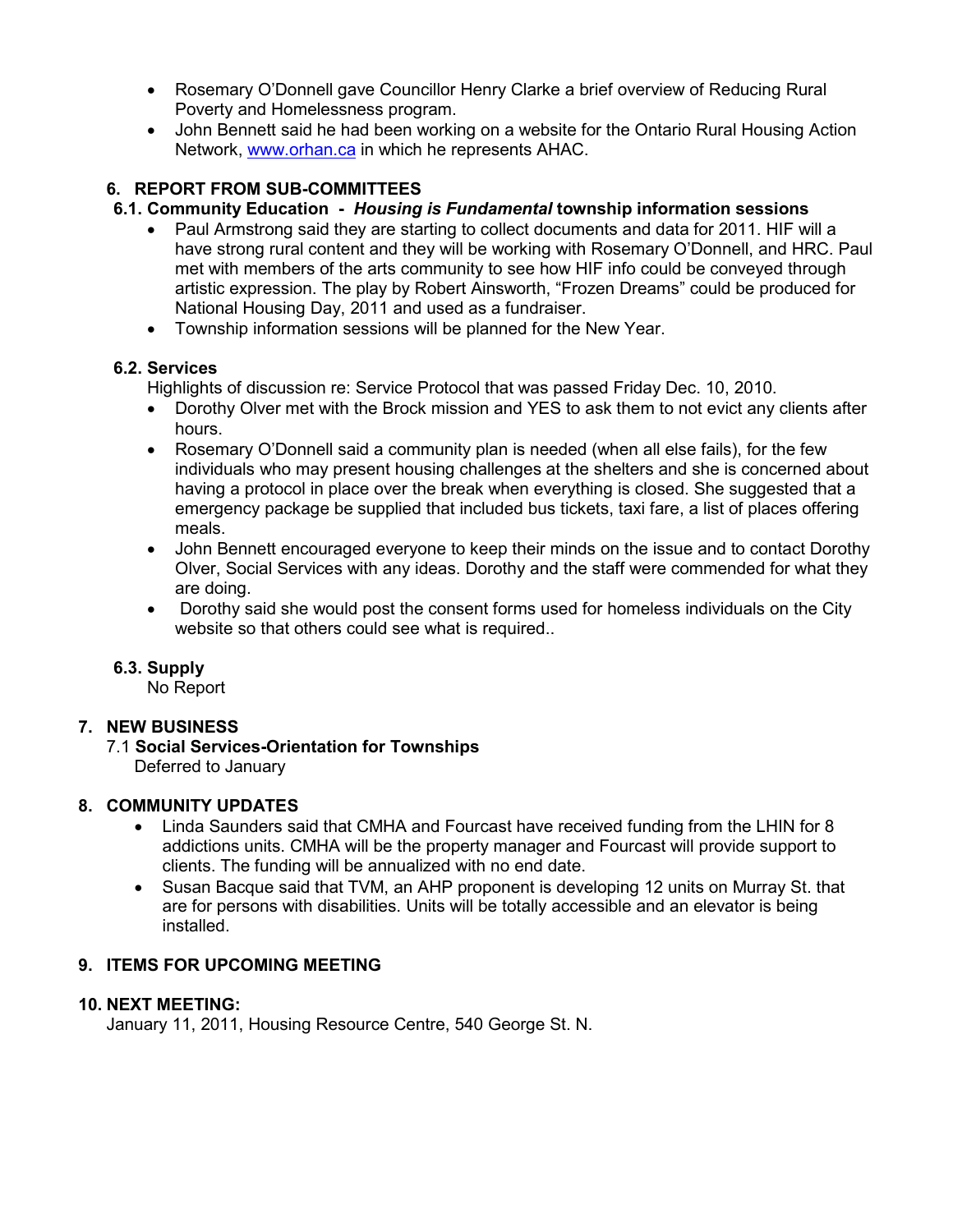- Rosemary O'Donnell gave Councillor Henry Clarke a brief overview of Reducing Rural Poverty and Homelessness program.
- John Bennett said he had been working on a website for the Ontario Rural Housing Action Network, www.orhan.ca in which he represents AHAC.

## 6. REPORT FROM SUB-COMMITTEES

### 6.1. Community Education - *Housing is Fundamental* township information sessions

- Paul Armstrong said they are starting to collect documents and data for 2011. HIF will a have strong rural content and they will be working with Rosemary O'Donnell, and HRC. Paul met with members of the arts community to see how HIF info could be conveyed through artistic expression. The play by Robert Ainsworth, "Frozen Dreams" could be produced for National Housing Day, 2011 and used as a fundraiser.
- Township information sessions will be planned for the New Year.

### 6.2. Services

Highlights of discussion re: Service Protocol that was passed Friday Dec. 10, 2010.

- Dorothy Olver met with the Brock mission and YES to ask them to not evict any clients after hours.
- Rosemary O'Donnell said a community plan is needed (when all else fails), for the few individuals who may present housing challenges at the shelters and she is concerned about having a protocol in place over the break when everything is closed. She suggested that a emergency package be supplied that included bus tickets, taxi fare, a list of places offering meals.
- John Bennett encouraged everyone to keep their minds on the issue and to contact Dorothy Olver, Social Services with any ideas. Dorothy and the staff were commended for what they are doing.
- Dorothy said she would post the consent forms used for homeless individuals on the City website so that others could see what is required..

### 6.3. Supply

No Report

## 7. NEW BUSINESS

7.1 **Social Services-Orientation for Townships**

Deferred to January

## 8. COMMUNITY UPDATES

- Linda Saunders said that CMHA and Fourcast have received funding from the LHIN for 8 addictions units. CMHA will be the property manager and Fourcast will provide support to clients. The funding will be annualized with no end date.
- Susan Bacque said that TVM, an AHP proponent is developing 12 units on Murray St. that are for persons with disabilities. Units will be totally accessible and an elevator is being installed.

## 9. ITEMS FOR UPCOMING MEETING

## 10. NEXT MEETING:

January 11, 2011, Housing Resource Centre, 540 George St. N.